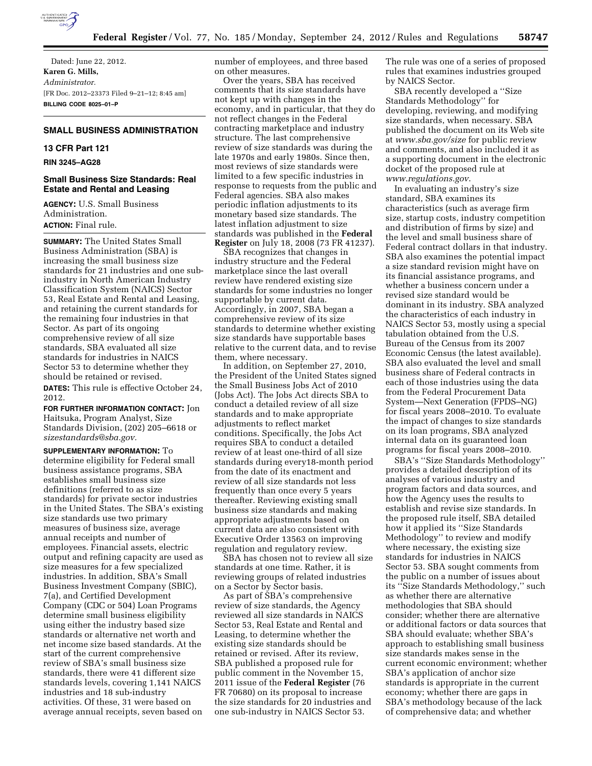Dated: June 22, 2012.

**Karen G. Mills,**

*Administrator.*

[FR Doc. 2012–23373 Filed 9–21–12; 8:45 am]

**BILLING CODE 8025–01–P**

## SMALL BUSINESS ADMINISTRATION

### 13 CFR Part 121

**RIN 3245–AG28**

### Small Business Size Standards: Real Estate and Rental and Leasing

**AGENCY:** U.S. Small Business Administration.

**ACTION:** Final rule.

**SUMMARY:** The United States Small Business Administration (SBA) is increasing the small business size standards for 21 industries and one sub-industry in North American Industry Classification System (NAICS) Sector 53, Real Estate and Rental and Leasing, and retaining the current standards for the remaining four industries in that Sector. As part of its ongoing comprehensive review of all size standards, SBA evaluated all size standards for industries in NAICS Sector 53 to determine whether they should be retained or revised.

**DATES:** This rule is effective October 24, 2012.

**FOR FURTHER INFORMATION CONTACT:** Jon Haitsuka, Program Analyst, Size Standards Division, (202) 205–6618 or *sizestandards@sba.gov.*

**SUPPLEMENTARY INFORMATION:** To determine eligibility for Federal small business assistance programs, SBA establishes small business size definitions (referred to as size standards) for private sector industries in the United States. The SBA's existing size standards use two primary measures of business size, average annual receipts and number of employees. Financial assets, electric output and refining capacity are used as size measures for a few specialized industries. In addition, SBA's Small Business Investment Company (SBIC), 7(a), and Certified Development Company (CDC or 504) Loan Programs determine small business eligibility using either the industry based size standards or alternative net worth and net income size based standards. At the start of the current comprehensive review of SBA's small business size standards, there were 41 different size standards levels, covering 1,141 NAICS industries and 18 sub-industry activities. Of these, 31 were based on average annual receipts, seven based on number of employees, and three based on other measures.

Over the years, SBA has received comments that its size standards have not kept up with changes in the economy, and in particular, that they do not reflect changes in the Federal contracting marketplace and industry structure. The last comprehensive review of size standards was during the late 1970s and early 1980s. Since then, most reviews of size standards were limited to a few specific industries in response to requests from the public and Federal agencies. SBA also makes periodic inflation adjustments to its monetary based size standards. The latest inflation adjustment to size standards was published in the **Federal Register** on July 18, 2008 (73 FR 41237).

SBA recognizes that changes in industry structure and the Federal marketplace since the last overall review have rendered existing size standards for some industries no longer supportable by current data. Accordingly, in 2007, SBA began a comprehensive review of its size standards to determine whether existing size standards have supportable bases relative to the current data, and to revise them, where necessary.

In addition, on September 27, 2010, the President of the United States signed the Small Business Jobs Act of 2010 (Jobs Act). The Jobs Act directs SBA to conduct a detailed review of all size standards and to make appropriate adjustments to reflect market conditions. Specifically, the Jobs Act requires SBA to conduct a detailed review of at least one-third of all size standards during every18-month period from the date of its enactment and review of all size standards not less frequently than once every 5 years thereafter. Reviewing existing small business size standards and making appropriate adjustments based on current data are also consistent with Executive Order 13563 on improving regulation and regulatory review.

SBA has chosen not to review all size standards at one time. Rather, it is reviewing groups of related industries on a Sector by Sector basis.

As part of SBA's comprehensive review of size standards, the Agency reviewed all size standards in NAICS Sector 53, Real Estate and Rental and Leasing, to determine whether the existing size standards should be retained or revised. After its review, SBA published a proposed rule for public comment in the November 15, 2011 issue of the **Federal Register** (76 FR 70680) on its proposal to increase the size standards for 20 industries and one sub-industry in NAICS Sector 53. The rule was one of a series of proposed rules that examines industries grouped by NAICS Sector.

SBA recently developed a ''Size Standards Methodology'' for developing, reviewing, and modifying size standards, when necessary. SBA published the document on its Web site at *www.sba.gov/size* for public review and comments, and also included it as a supporting document in the electronic docket of the proposed rule at *www.regulations.gov*.

In evaluating an industry's size standard, SBA examines its characteristics (such as average firm size, startup costs, industry competition and distribution of firms by size) and the level and small business share of Federal contract dollars in that industry. SBA also examines the potential impact a size standard revision might have on its financial assistance programs, and whether a business concern under a revised size standard would be dominant in its industry. SBA analyzed the characteristics of each industry in NAICS Sector 53, mostly using a special tabulation obtained from the U.S. Bureau of the Census from its 2007 Economic Census (the latest available). SBA also evaluated the level and small business share of Federal contracts in each of those industries using the data from the Federal Procurement Data System—Next Generation (FPDS–NG) for fiscal years 2008–2010. To evaluate the impact of changes to size standards on its loan programs, SBA analyzed internal data on its guaranteed loan programs for fiscal years 2008–2010.

SBA's ''Size Standards Methodology'' provides a detailed description of its analyses of various industry and program factors and data sources, and how the Agency uses the results to establish and revise size standards. In the proposed rule itself, SBA detailed how it applied its ''Size Standards Methodology'' to review and modify where necessary, the existing size standards for industries in NAICS Sector 53. SBA sought comments from the public on a number of issues about its ''Size Standards Methodology,'' such as whether there are alternative methodologies that SBA should consider; whether there are alternative or additional factors or data sources that SBA should evaluate; whether SBA's approach to establishing small business size standards makes sense in the current economic environment; whether SBA's application of anchor size standards is appropriate in the current economy; whether there are gaps in SBA's methodology because of the lack of comprehensive data; and whether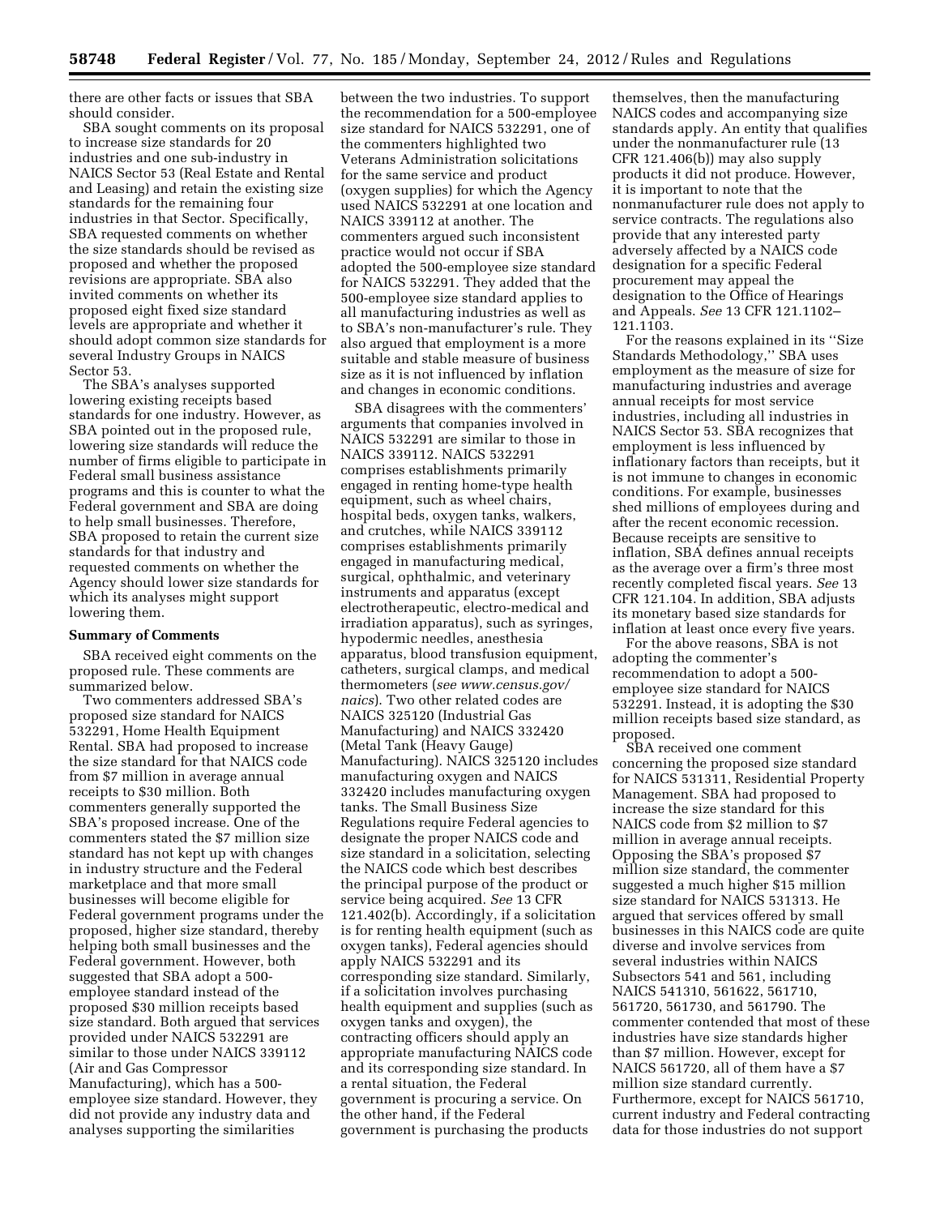there are other facts or issues that SBA should consider.

SBA sought comments on its proposal to increase size standards for 20 industries and one sub-industry in NAICS Sector 53 (Real Estate and Rental and Leasing) and retain the existing size standards for the remaining four industries in that Sector. Specifically, SBA requested comments on whether the size standards should be revised as proposed and whether the proposed revisions are appropriate. SBA also invited comments on whether its proposed eight fixed size standard levels are appropriate and whether it should adopt common size standards for several Industry Groups in NAICS Sector 53.

The SBA's analyses supported lowering existing receipts based standards for one industry. However, as SBA pointed out in the proposed rule, lowering size standards will reduce the number of firms eligible to participate in Federal small business assistance programs and this is counter to what the Federal government and SBA are doing to help small businesses. Therefore, SBA proposed to retain the current size standards for that industry and requested comments on whether the Agency should lower size standards for which its analyses might support lowering them.

**Summary of Comments**

SBA received eight comments on the proposed rule. These comments are summarized below.

Two commenters addressed SBA's proposed size standard for NAICS 532291, Home Health Equipment Rental. SBA had proposed to increase the size standard for that NAICS code from $7 million in average annual receipts to $30 million. Both commenters generally supported the SBA's proposed increase. One of the commenters stated the $7 million size standard has not kept up with changes in industry structure and the Federal marketplace and that more small businesses will become eligible for Federal government programs under the proposed, higher size standard, thereby helping both small businesses and the Federal government. However, both suggested that SBA adopt a 500-employee standard instead of the proposed $30 million receipts based size standard. Both argued that services provided under NAICS 532291 are similar to those under NAICS 339112 (Air and Gas Compressor Manufacturing), which has a 500-employee size standard. However, they did not provide any industry data and analyses supporting the similarities between the two industries. To support the recommendation for a 500-employee size standard for NAICS 532291, one of the commenters highlighted two Veterans Administration solicitations for the same service and product (oxygen supplies) for which the Agency used NAICS 532291 at one location and NAICS 339112 at another. The commenters argued such inconsistent practice would not occur if SBA adopted the 500-employee size standard for NAICS 532291. They added that the 500-employee size standard applies to all manufacturing industries as well as to SBA's non-manufacturer's rule. They also argued that employment is a more suitable and stable measure of business size as it is not influenced by inflation and changes in economic conditions.

SBA disagrees with the commenters' arguments that companies involved in NAICS 532291 are similar to those in NAICS 339112. NAICS 532291 comprises establishments primarily engaged in renting home-type health equipment, such as wheel chairs, hospital beds, oxygen tanks, walkers, and crutches, while NAICS 339112 comprises establishments primarily engaged in manufacturing medical, surgical, ophthalmic, and veterinary instruments and apparatus (except electrotherapeutic, electro-medical and irradiation apparatus), such as syringes, hypodermic needles, anesthesia apparatus, blood transfusion equipment, catheters, surgical clamps, and medical thermometers (*see www.census.gov/naics*). Two other related codes are NAICS 325120 (Industrial Gas Manufacturing) and NAICS 332420 (Metal Tank (Heavy Gauge) Manufacturing). NAICS 325120 includes manufacturing oxygen and NAICS 332420 includes manufacturing oxygen tanks. The Small Business Size Regulations require Federal agencies to designate the proper NAICS code and size standard in a solicitation, selecting the NAICS code which best describes the principal purpose of the product or service being acquired. *See* 13 CFR 121.402(b). Accordingly, if a solicitation is for renting health equipment (such as oxygen tanks), Federal agencies should apply NAICS 532291 and its corresponding size standard. Similarly, if a solicitation involves purchasing health equipment and supplies (such as oxygen tanks and oxygen), the contracting officers should apply an appropriate manufacturing NAICS code and its corresponding size standard. In a rental situation, the Federal government is procuring a service. On the other hand, if the Federal government is purchasing the products themselves, then the manufacturing NAICS codes and accompanying size standards apply. An entity that qualifies under the nonmanufacturer rule (13 CFR 121.406(b)) may also supply products it did not produce. However, it is important to note that the nonmanufacturer rule does not apply to service contracts. The regulations also provide that any interested party adversely affected by a NAICS code designation for a specific Federal procurement may appeal the designation to the Office of Hearings and Appeals. *See* 13 CFR 121.1102–121.1103.

For the reasons explained in its ''Size Standards Methodology,'' SBA uses employment as the measure of size for manufacturing industries and average annual receipts for most service industries, including all industries in NAICS Sector 53. SBA recognizes that employment is less influenced by inflationary factors than receipts, but it is not immune to changes in economic conditions. For example, businesses shed millions of employees during and after the recent economic recession. Because receipts are sensitive to inflation, SBA defines annual receipts as the average over a firm's three most recently completed fiscal years. *See* 13 CFR 121.104. In addition, SBA adjusts its monetary based size standards for inflation at least once every five years.

For the above reasons, SBA is not adopting the commenter's recommendation to adopt a 500-employee size standard for NAICS 532291. Instead, it is adopting the $30 million receipts based size standard, as proposed.

SBA received one comment concerning the proposed size standard for NAICS 531311, Residential Property Management. SBA had proposed to increase the size standard for this NAICS code from $2 million to $7 million in average annual receipts. Opposing the SBA's proposed $7 million size standard, the commenter suggested a much higher $15 million size standard for NAICS 531313. He argued that services offered by small businesses in this NAICS code are quite diverse and involve services from several industries within NAICS Subsectors 541 and 561, including NAICS 541310, 561622, 561710, 561720, 561730, and 561790. The commenter contended that most of these industries have size standards higher than $7 million. However, except for NAICS 561720, all of them have a $7 million size standard currently. Furthermore, except for NAICS 561710, current industry and Federal contracting data for those industries do not support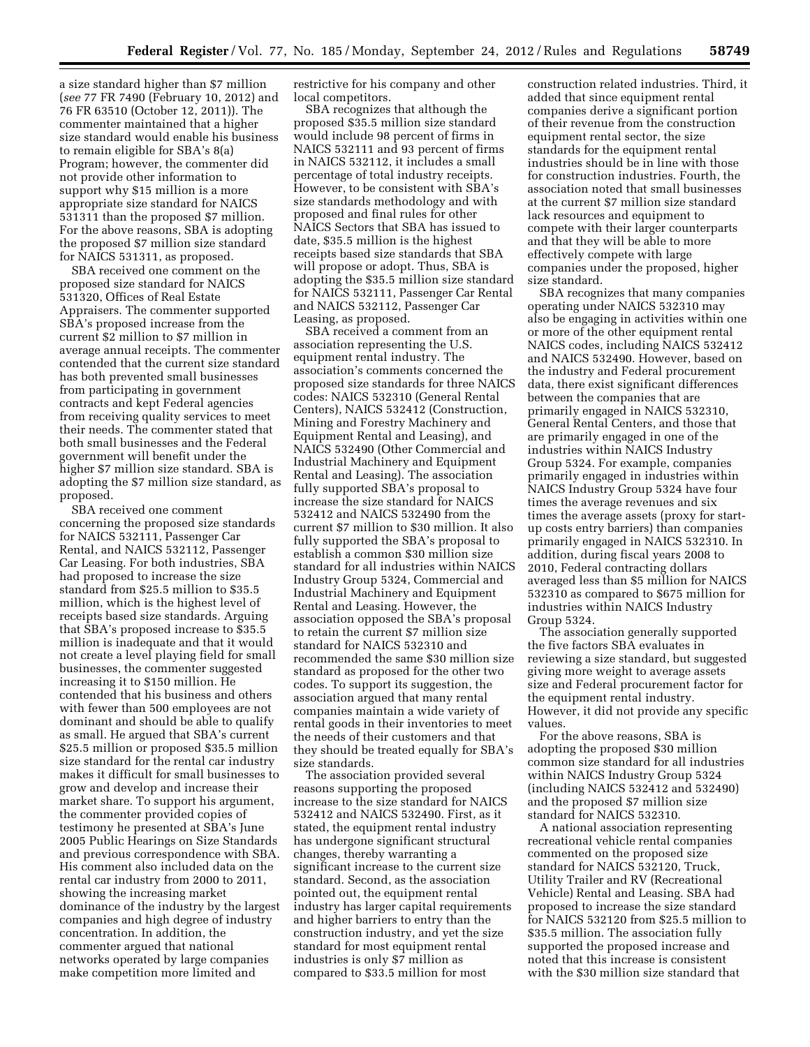a size standard higher than $7 million (*see* 77 FR 7490 (February 10, 2012) and 76 FR 63510 (October 12, 2011)). The commenter maintained that a higher size standard would enable his business to remain eligible for SBA's 8(a) Program; however, the commenter did not provide other information to support why $15 million is a more appropriate size standard for NAICS 531311 than the proposed $7 million. For the above reasons, SBA is adopting the proposed $7 million size standard for NAICS 531311, as proposed.

SBA received one comment on the proposed size standard for NAICS 531320, Offices of Real Estate Appraisers. The commenter supported SBA's proposed increase from the current $2 million to $7 million in average annual receipts. The commenter contended that the current size standard has both prevented small businesses from participating in government contracts and kept Federal agencies from receiving quality services to meet their needs. The commenter stated that both small businesses and the Federal government will benefit under the higher $7 million size standard. SBA is adopting the $7 million size standard, as proposed.

SBA received one comment concerning the proposed size standards for NAICS 532111, Passenger Car Rental, and NAICS 532112, Passenger Car Leasing. For both industries, SBA had proposed to increase the size standard from $25.5 million to $35.5 million, which is the highest level of receipts based size standards. Arguing that SBA's proposed increase to $35.5 million is inadequate and that it would not create a level playing field for small businesses, the commenter suggested increasing it to $150 million. He contended that his business and others with fewer than 500 employees are not dominant and should be able to qualify as small. He argued that SBA's current $25.5 million or proposed $35.5 million size standard for the rental car industry makes it difficult for small businesses to grow and develop and increase their market share. To support his argument, the commenter provided copies of testimony he presented at SBA's June 2005 Public Hearings on Size Standards and previous correspondence with SBA. His comment also included data on the rental car industry from 2000 to 2011, showing the increasing market dominance of the industry by the largest companies and high degree of industry concentration. In addition, the commenter argued that national networks operated by large companies make competition more limited and restrictive for his company and other local competitors.

SBA recognizes that although the proposed $35.5 million size standard would include 98 percent of firms in NAICS 532111 and 93 percent of firms in NAICS 532112, it includes a small percentage of total industry receipts. However, to be consistent with SBA's size standards methodology and with proposed and final rules for other NAICS Sectors that SBA has issued to date, $35.5 million is the highest receipts based size standards that SBA will propose or adopt. Thus, SBA is adopting the $35.5 million size standard for NAICS 532111, Passenger Car Rental and NAICS 532112, Passenger Car Leasing, as proposed.

SBA received a comment from an association representing the U.S. equipment rental industry. The association's comments concerned the proposed size standards for three NAICS codes: NAICS 532310 (General Rental Centers), NAICS 532412 (Construction, Mining and Forestry Machinery and Equipment Rental and Leasing), and NAICS 532490 (Other Commercial and Industrial Machinery and Equipment Rental and Leasing). The association fully supported SBA's proposal to increase the size standard for NAICS 532412 and NAICS 532490 from the current $7 million to $30 million. It also fully supported the SBA's proposal to establish a common $30 million size standard for all industries within NAICS Industry Group 5324, Commercial and Industrial Machinery and Equipment Rental and Leasing. However, the association opposed the SBA's proposal to retain the current $7 million size standard for NAICS 532310 and recommended the same $30 million size standard as proposed for the other two codes. To support its suggestion, the association argued that many rental companies maintain a wide variety of rental goods in their inventories to meet the needs of their customers and that they should be treated equally for SBA's size standards.

The association provided several reasons supporting the proposed increase to the size standard for NAICS 532412 and NAICS 532490. First, as it stated, the equipment rental industry has undergone significant structural changes, thereby warranting a significant increase to the current size standard. Second, as the association pointed out, the equipment rental industry has larger capital requirements and higher barriers to entry than the construction industry, and yet the size standard for most equipment rental industries is only $7 million as compared to $33.5 million for most construction related industries. Third, it added that since equipment rental companies derive a significant portion of their revenue from the construction equipment rental sector, the size standards for the equipment rental industries should be in line with those for construction industries. Fourth, the association noted that small businesses at the current $7 million size standard lack resources and equipment to compete with their larger counterparts and that they will be able to more effectively compete with large companies under the proposed, higher size standard.

SBA recognizes that many companies operating under NAICS 532310 may also be engaging in activities within one or more of the other equipment rental NAICS codes, including NAICS 532412 and NAICS 532490. However, based on the industry and Federal procurement data, there exist significant differences between the companies that are primarily engaged in NAICS 532310, General Rental Centers, and those that are primarily engaged in one of the industries within NAICS Industry Group 5324. For example, companies primarily engaged in industries within NAICS Industry Group 5324 have four times the average revenues and six times the average assets (proxy for start-up costs entry barriers) than companies primarily engaged in NAICS 532310. In addition, during fiscal years 2008 to 2010, Federal contracting dollars averaged less than $5 million for NAICS 532310 as compared to $675 million for industries within NAICS Industry Group 5324.

The association generally supported the five factors SBA evaluates in reviewing a size standard, but suggested giving more weight to average assets size and Federal procurement factor for the equipment rental industry. However, it did not provide any specific values.

For the above reasons, SBA is adopting the proposed $30 million common size standard for all industries within NAICS Industry Group 5324 (including NAICS 532412 and 532490) and the proposed $7 million size standard for NAICS 532310.

A national association representing recreational vehicle rental companies commented on the proposed size standard for NAICS 532120, Truck, Utility Trailer and RV (Recreational Vehicle) Rental and Leasing. SBA had proposed to increase the size standard for NAICS 532120 from $25.5 million to $35.5 million. The association fully supported the proposed increase and noted that this increase is consistent with the $30 million size standard that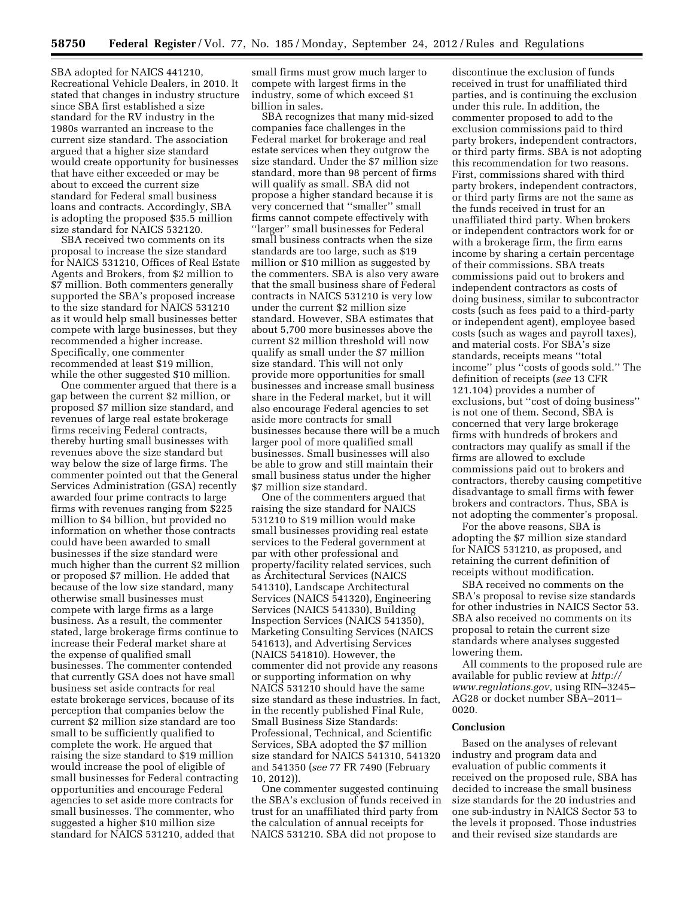SBA adopted for NAICS 441210, Recreational Vehicle Dealers, in 2010. It stated that changes in industry structure since SBA first established a size standard for the RV industry in the 1980s warranted an increase to the current size standard. The association argued that a higher size standard would create opportunity for businesses that have either exceeded or may be about to exceed the current size standard for Federal small business loans and contracts. Accordingly, SBA is adopting the proposed $35.5 million size standard for NAICS 532120.

SBA received two comments on its proposal to increase the size standard for NAICS 531210, Offices of Real Estate Agents and Brokers, from $2 million to $7 million. Both commenters generally supported the SBA's proposed increase to the size standard for NAICS 531210 as it would help small businesses better compete with large businesses, but they recommended a higher increase. Specifically, one commenter recommended at least $19 million, while the other suggested $10 million.

One commenter argued that there is a gap between the current $2 million, or proposed $7 million size standard, and revenues of large real estate brokerage firms receiving Federal contracts, thereby hurting small businesses with revenues above the size standard but way below the size of large firms. The commenter pointed out that the General Services Administration (GSA) recently awarded four prime contracts to large firms with revenues ranging from $225 million to $4 billion, but provided no information on whether those contracts could have been awarded to small businesses if the size standard were much higher than the current $2 million or proposed $7 million. He added that because of the low size standard, many otherwise small businesses must compete with large firms as a large business. As a result, the commenter stated, large brokerage firms continue to increase their Federal market share at the expense of qualified small businesses. The commenter contended that currently GSA does not have small business set aside contracts for real estate brokerage services, because of its perception that companies below the current $2 million size standard are too small to be sufficiently qualified to complete the work. He argued that raising the size standard to $19 million would increase the pool of eligible of small businesses for Federal contracting opportunities and encourage Federal agencies to set aside more contracts for small businesses. The commenter, who suggested a higher $10 million size standard for NAICS 531210, added that small firms must grow much larger to compete with largest firms in the industry, some of which exceed $1 billion in sales.

SBA recognizes that many mid-sized companies face challenges in the Federal market for brokerage and real estate services when they outgrow the size standard. Under the $7 million size standard, more than 98 percent of firms will qualify as small. SBA did not propose a higher standard because it is very concerned that ''smaller'' small firms cannot compete effectively with ''larger'' small businesses for Federal small business contracts when the size standards are too large, such as $19 million or $10 million as suggested by the commenters. SBA is also very aware that the small business share of Federal contracts in NAICS 531210 is very low under the current $2 million size standard. However, SBA estimates that about 5,700 more businesses above the current $2 million threshold will now qualify as small under the $7 million size standard. This will not only provide more opportunities for small businesses and increase small business share in the Federal market, but it will also encourage Federal agencies to set aside more contracts for small businesses because there will be a much larger pool of more qualified small businesses. Small businesses will also be able to grow and still maintain their small business status under the higher $7 million size standard.

One of the commenters argued that raising the size standard for NAICS 531210 to $19 million would make small businesses providing real estate services to the Federal government at par with other professional and property/facility related services, such as Architectural Services (NAICS 541310), Landscape Architectural Services (NAICS 541320), Engineering Services (NAICS 541330), Building Inspection Services (NAICS 541350), Marketing Consulting Services (NAICS 541613), and Advertising Services (NAICS 541810). However, the commenter did not provide any reasons or supporting information on why NAICS 531210 should have the same size standard as these industries. In fact, in the recently published Final Rule, Small Business Size Standards: Professional, Technical, and Scientific Services, SBA adopted the $7 million size standard for NAICS 541310, 541320 and 541350 (*see* 77 FR 7490 (February 10, 2012)).

One commenter suggested continuing the SBA's exclusion of funds received in trust for an unaffiliated third party from the calculation of annual receipts for NAICS 531210. SBA did not propose to discontinue the exclusion of funds received in trust for unaffiliated third parties, and is continuing the exclusion under this rule. In addition, the commenter proposed to add to the exclusion commissions paid to third party brokers, independent contractors, or third party firms. SBA is not adopting this recommendation for two reasons. First, commissions shared with third party brokers, independent contractors, or third party firms are not the same as the funds received in trust for an unaffiliated third party. When brokers or independent contractors work for or with a brokerage firm, the firm earns income by sharing a certain percentage of their commissions. SBA treats commissions paid out to brokers and independent contractors as costs of doing business, similar to subcontractor costs (such as fees paid to a third-party or independent agent), employee based costs (such as wages and payroll taxes), and material costs. For SBA's size standards, receipts means ''total income'' plus ''costs of goods sold.'' The definition of receipts (*see* 13 CFR 121.104) provides a number of exclusions, but ''cost of doing business'' is not one of them. Second, SBA is concerned that very large brokerage firms with hundreds of brokers and contractors may qualify as small if the firms are allowed to exclude commissions paid out to brokers and contractors, thereby causing competitive disadvantage to small firms with fewer brokers and contractors. Thus, SBA is not adopting the commenter's proposal.

For the above reasons, SBA is adopting the $7 million size standard for NAICS 531210, as proposed, and retaining the current definition of receipts without modification.

SBA received no comments on the SBA's proposal to revise size standards for other industries in NAICS Sector 53. SBA also received no comments on its proposal to retain the current size standards where analyses suggested lowering them.

All comments to the proposed rule are available for public review at *http://www.regulations.gov,* using RIN–3245–AG28 or docket number SBA–2011–0020.

## Conclusion

Based on the analyses of relevant industry and program data and evaluation of public comments it received on the proposed rule, SBA has decided to increase the small business size standards for the 20 industries and one sub-industry in NAICS Sector 53 to the levels it proposed. Those industries and their revised size standards are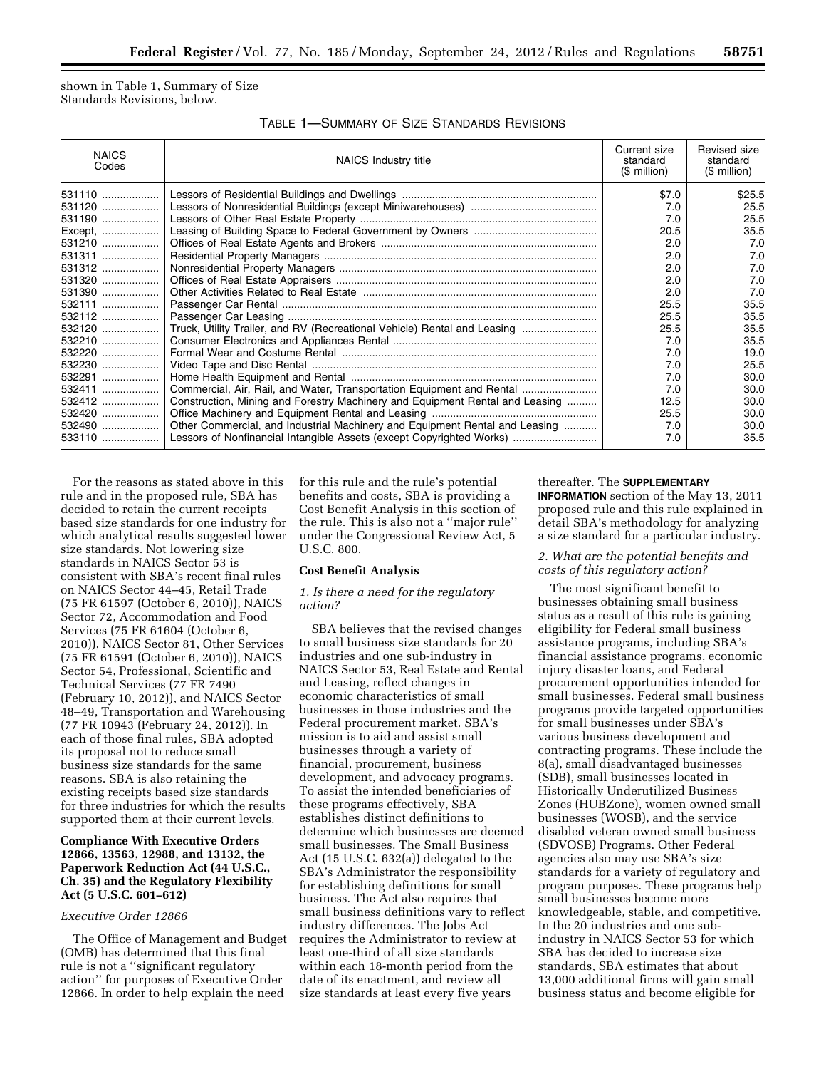shown in Table 1, Summary of Size Standards Revisions, below.

TABLE 1—SUMMARY OF SIZE STANDARDS REVISIONS

| NAICS Codes | NAICS Industry title | Current size standard ($ million) | Revised size standard ($ million) |
|---|---|---|---|
| 531110 | Lessors of Residential Buildings and Dwellings | $7.0 | $25.5 |
| 531120 | Lessors of Nonresidential Buildings (except Miniwarehouses) | 7.0 | 25.5 |
| 531190 | Lessors of Other Real Estate Property | 7.0 | 25.5 |
| Except, | Leasing of Building Space to Federal Government by Owners | 20.5 | 35.5 |
| 531210 | Offices of Real Estate Agents and Brokers | 2.0 | 7.0 |
| 531311 | Residential Property Managers | 2.0 | 7.0 |
| 531312 | Nonresidential Property Managers | 2.0 | 7.0 |
| 531320 | Offices of Real Estate Appraisers | 2.0 | 7.0 |
| 531390 | Other Activities Related to Real Estate | 2.0 | 7.0 |
| 532111 | Passenger Car Rental | 25.5 | 35.5 |
| 532112 | Passenger Car Leasing | 25.5 | 35.5 |
| 532120 | Truck, Utility Trailer, and RV (Recreational Vehicle) Rental and Leasing | 25.5 | 35.5 |
| 532210 | Consumer Electronics and Appliances Rental | 7.0 | 35.5 |
| 532220 | Formal Wear and Costume Rental | 7.0 | 19.0 |
| 532230 | Video Tape and Disc Rental | 7.0 | 25.5 |
| 532291 | Home Health Equipment and Rental | 7.0 | 30.0 |
| 532411 | Commercial, Air, Rail, and Water, Transportation Equipment and Rental | 7.0 | 30.0 |
| 532412 | Construction, Mining and Forestry Machinery and Equipment Rental and Leasing | 12.5 | 30.0 |
| 532420 | Office Machinery and Equipment Rental and Leasing | 25.5 | 30.0 |
| 532490 | Other Commercial, and Industrial Machinery and Equipment Rental and Leasing | 7.0 | 30.0 |
| 533110 | Lessors of Nonfinancial Intangible Assets (except Copyrighted Works) | 7.0 | 35.5 |

For the reasons as stated above in this rule and in the proposed rule, SBA has decided to retain the current receipts based size standards for one industry for which analytical results suggested lower size standards. Not lowering size standards in NAICS Sector 53 is consistent with SBA's recent final rules on NAICS Sector 44–45, Retail Trade (75 FR 61597 (October 6, 2010)), NAICS Sector 72, Accommodation and Food Services (75 FR 61604 (October 6, 2010)), NAICS Sector 81, Other Services (75 FR 61591 (October 6, 2010)), NAICS Sector 54, Professional, Scientific and Technical Services (77 FR 7490 (February 10, 2012)), and NAICS Sector 48–49, Transportation and Warehousing (77 FR 10943 (February 24, 2012)). In each of those final rules, SBA adopted its proposal not to reduce small business size standards for the same reasons. SBA is also retaining the existing receipts based size standards for three industries for which the results supported them at their current levels.

**Compliance With Executive Orders 12866, 13563, 12988, and 13132, the Paperwork Reduction Act (44 U.S.C., Ch. 35) and the Regulatory Flexibility Act (5 U.S.C. 601–612)**

*Executive Order 12866*

The Office of Management and Budget (OMB) has determined that this final rule is not a ''significant regulatory action'' for purposes of Executive Order 12866. In order to help explain the need for this rule and the rule's potential benefits and costs, SBA is providing a Cost Benefit Analysis in this section of the rule. This is also not a ''major rule'' under the Congressional Review Act, 5 U.S.C. 800.

**Cost Benefit Analysis**

*1. Is there a need for the regulatory action?*

SBA believes that the revised changes to small business size standards for 20 industries and one sub-industry in NAICS Sector 53, Real Estate and Rental and Leasing, reflect changes in economic characteristics of small businesses in those industries and the Federal procurement market. SBA's mission is to aid and assist small businesses through a variety of financial, procurement, business development, and advocacy programs. To assist the intended beneficiaries of these programs effectively, SBA establishes distinct definitions to determine which businesses are deemed small businesses. The Small Business Act (15 U.S.C. 632(a)) delegated to the SBA's Administrator the responsibility for establishing definitions for small business. The Act also requires that small business definitions vary to reflect industry differences. The Jobs Act requires the Administrator to review at least one-third of all size standards within each 18-month period from the date of its enactment, and review all size standards at least every five years thereafter. The **SUPPLEMENTARY INFORMATION** section of the May 13, 2011 proposed rule and this rule explained in detail SBA's methodology for analyzing a size standard for a particular industry.

*2. What are the potential benefits and costs of this regulatory action?*

The most significant benefit to businesses obtaining small business status as a result of this rule is gaining eligibility for Federal small business assistance programs, including SBA's financial assistance programs, economic injury disaster loans, and Federal procurement opportunities intended for small businesses. Federal small business programs provide targeted opportunities for small businesses under SBA's various business development and contracting programs. These include the 8(a), small disadvantaged businesses (SDB), small businesses located in Historically Underutilized Business Zones (HUBZone), women owned small businesses (WOSB), and the service disabled veteran owned small business (SDVOSB) Programs. Other Federal agencies also may use SBA's size standards for a variety of regulatory and program purposes. These programs help small businesses become more knowledgeable, stable, and competitive. In the 20 industries and one sub-industry in NAICS Sector 53 for which SBA has decided to increase size standards, SBA estimates that about 13,000 additional firms will gain small business status and become eligible for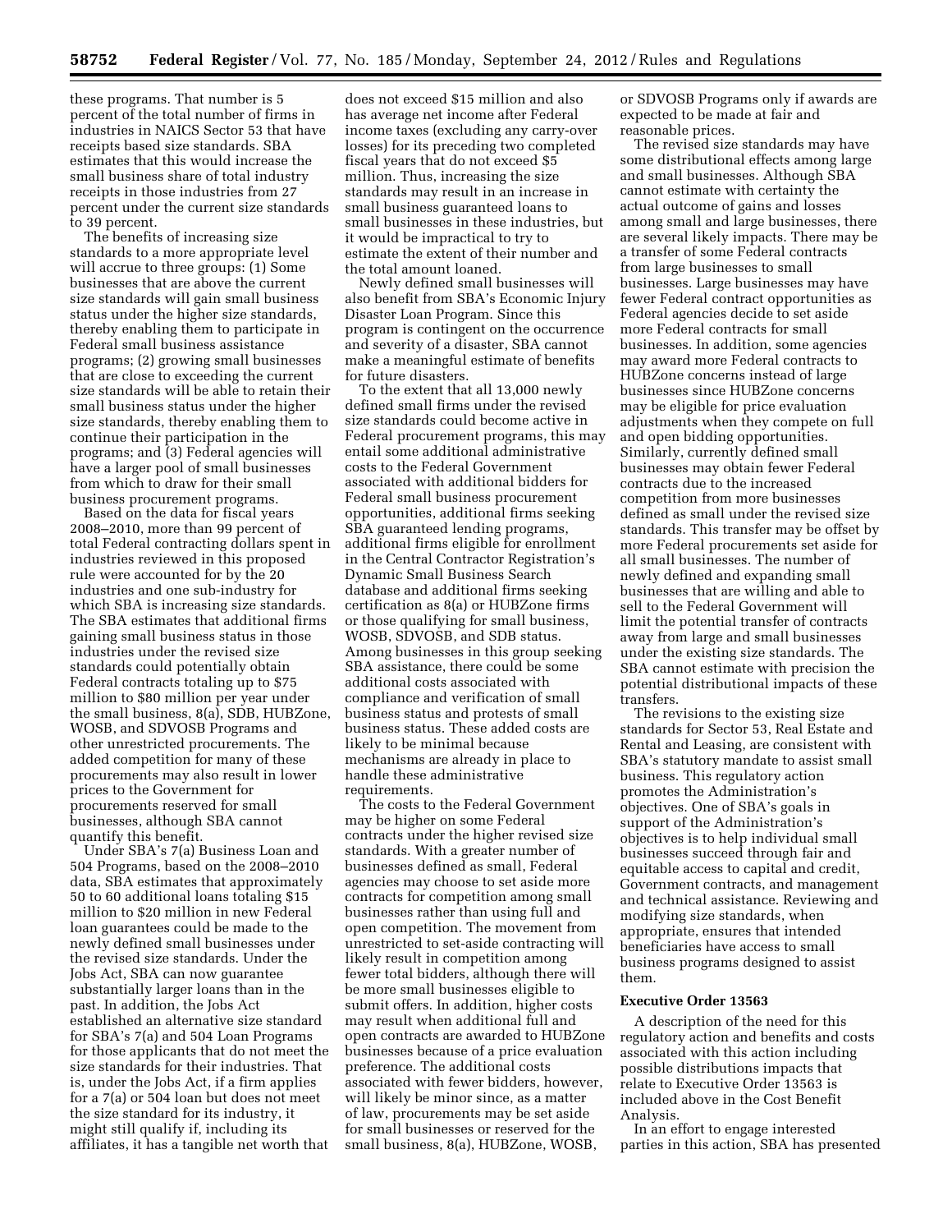these programs. That number is 5 percent of the total number of firms in industries in NAICS Sector 53 that have receipts based size standards. SBA estimates that this would increase the small business share of total industry receipts in those industries from 27 percent under the current size standards to 39 percent.

The benefits of increasing size standards to a more appropriate level will accrue to three groups: (1) Some businesses that are above the current size standards will gain small business status under the higher size standards, thereby enabling them to participate in Federal small business assistance programs; (2) growing small businesses that are close to exceeding the current size standards will be able to retain their small business status under the higher size standards, thereby enabling them to continue their participation in the programs; and (3) Federal agencies will have a larger pool of small businesses from which to draw for their small business procurement programs.

Based on the data for fiscal years 2008–2010, more than 99 percent of total Federal contracting dollars spent in industries reviewed in this proposed rule were accounted for by the 20 industries and one sub-industry for which SBA is increasing size standards. The SBA estimates that additional firms gaining small business status in those industries under the revised size standards could potentially obtain Federal contracts totaling up to $75 million to $80 million per year under the small business, 8(a), SDB, HUBZone, WOSB, and SDVOSB Programs and other unrestricted procurements. The added competition for many of these procurements may also result in lower prices to the Government for procurements reserved for small businesses, although SBA cannot quantify this benefit.

Under SBA's 7(a) Business Loan and 504 Programs, based on the 2008–2010 data, SBA estimates that approximately 50 to 60 additional loans totaling $15 million to $20 million in new Federal loan guarantees could be made to the newly defined small businesses under the revised size standards. Under the Jobs Act, SBA can now guarantee substantially larger loans than in the past. In addition, the Jobs Act established an alternative size standard for SBA's 7(a) and 504 Loan Programs for those applicants that do not meet the size standards for their industries. That is, under the Jobs Act, if a firm applies for a 7(a) or 504 loan but does not meet the size standard for its industry, it might still qualify if, including its affiliates, it has a tangible net worth that does not exceed $15 million and also has average net income after Federal income taxes (excluding any carry-over losses) for its preceding two completed fiscal years that do not exceed $5 million. Thus, increasing the size standards may result in an increase in small business guaranteed loans to small businesses in these industries, but it would be impractical to try to estimate the extent of their number and the total amount loaned.

Newly defined small businesses will also benefit from SBA's Economic Injury Disaster Loan Program. Since this program is contingent on the occurrence and severity of a disaster, SBA cannot make a meaningful estimate of benefits for future disasters.

To the extent that all 13,000 newly defined small firms under the revised size standards could become active in Federal procurement programs, this may entail some additional administrative costs to the Federal Government associated with additional bidders for Federal small business procurement opportunities, additional firms seeking SBA guaranteed lending programs, additional firms eligible for enrollment in the Central Contractor Registration's Dynamic Small Business Search database and additional firms seeking certification as 8(a) or HUBZone firms or those qualifying for small business, WOSB, SDVOSB, and SDB status. Among businesses in this group seeking SBA assistance, there could be some additional costs associated with compliance and verification of small business status and protests of small business status. These added costs are likely to be minimal because mechanisms are already in place to handle these administrative requirements.

The costs to the Federal Government may be higher on some Federal contracts under the higher revised size standards. With a greater number of businesses defined as small, Federal agencies may choose to set aside more contracts for competition among small businesses rather than using full and open competition. The movement from unrestricted to set-aside contracting will likely result in competition among fewer total bidders, although there will be more small businesses eligible to submit offers. In addition, higher costs may result when additional full and open contracts are awarded to HUBZone businesses because of a price evaluation preference. The additional costs associated with fewer bidders, however, will likely be minor since, as a matter of law, procurements may be set aside for small businesses or reserved for the small business, 8(a), HUBZone, WOSB, or SDVOSB Programs only if awards are expected to be made at fair and reasonable prices.

The revised size standards may have some distributional effects among large and small businesses. Although SBA cannot estimate with certainty the actual outcome of gains and losses among small and large businesses, there are several likely impacts. There may be a transfer of some Federal contracts from large businesses to small businesses. Large businesses may have fewer Federal contract opportunities as Federal agencies decide to set aside more Federal contracts for small businesses. In addition, some agencies may award more Federal contracts to HUBZone concerns instead of large businesses since HUBZone concerns may be eligible for price evaluation adjustments when they compete on full and open bidding opportunities. Similarly, currently defined small businesses may obtain fewer Federal contracts due to the increased competition from more businesses defined as small under the revised size standards. This transfer may be offset by more Federal procurements set aside for all small businesses. The number of newly defined and expanding small businesses that are willing and able to sell to the Federal Government will limit the potential transfer of contracts away from large and small businesses under the existing size standards. The SBA cannot estimate with precision the potential distributional impacts of these transfers.

The revisions to the existing size standards for Sector 53, Real Estate and Rental and Leasing, are consistent with SBA's statutory mandate to assist small business. This regulatory action promotes the Administration's objectives. One of SBA's goals in support of the Administration's objectives is to help individual small businesses succeed through fair and equitable access to capital and credit, Government contracts, and management and technical assistance. Reviewing and modifying size standards, when appropriate, ensures that intended beneficiaries have access to small business programs designed to assist them.

**Executive Order 13563**

A description of the need for this regulatory action and benefits and costs associated with this action including possible distributions impacts that relate to Executive Order 13563 is included above in the Cost Benefit Analysis.

In an effort to engage interested parties in this action, SBA has presented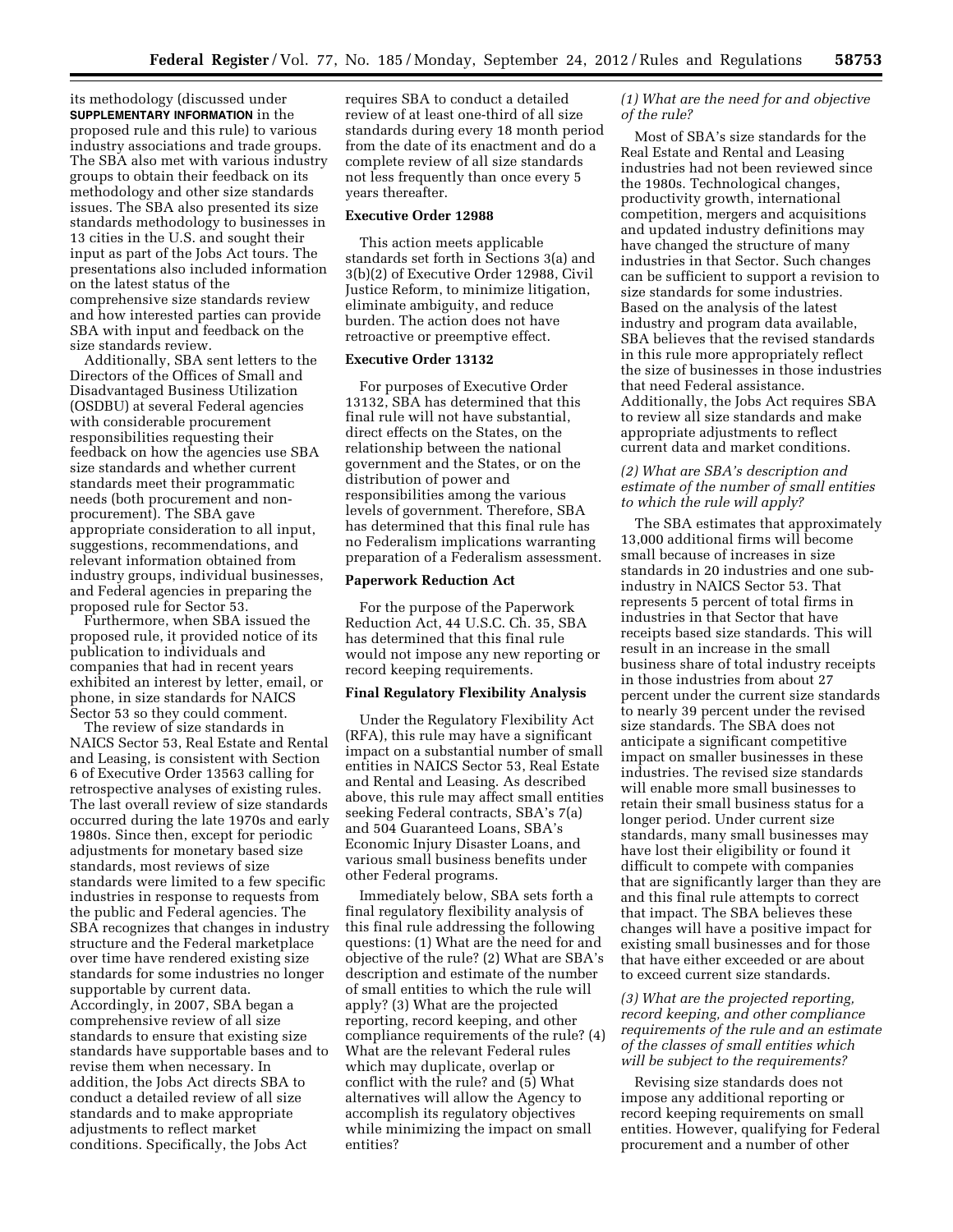its methodology (discussed under **SUPPLEMENTARY INFORMATION** in the proposed rule and this rule) to various industry associations and trade groups. The SBA also met with various industry groups to obtain their feedback on its methodology and other size standards issues. The SBA also presented its size standards methodology to businesses in 13 cities in the U.S. and sought their input as part of the Jobs Act tours. The presentations also included information on the latest status of the comprehensive size standards review and how interested parties can provide SBA with input and feedback on the size standards review.

Additionally, SBA sent letters to the Directors of the Offices of Small and Disadvantaged Business Utilization (OSDBU) at several Federal agencies with considerable procurement responsibilities requesting their feedback on how the agencies use SBA size standards and whether current standards meet their programmatic needs (both procurement and non-procurement). The SBA gave appropriate consideration to all input, suggestions, recommendations, and relevant information obtained from industry groups, individual businesses, and Federal agencies in preparing the proposed rule for Sector 53.

Furthermore, when SBA issued the proposed rule, it provided notice of its publication to individuals and companies that had in recent years exhibited an interest by letter, email, or phone, in size standards for NAICS Sector 53 so they could comment.

The review of size standards in NAICS Sector 53, Real Estate and Rental and Leasing, is consistent with Section 6 of Executive Order 13563 calling for retrospective analyses of existing rules. The last overall review of size standards occurred during the late 1970s and early 1980s. Since then, except for periodic adjustments for monetary based size standards, most reviews of size standards were limited to a few specific industries in response to requests from the public and Federal agencies. The SBA recognizes that changes in industry structure and the Federal marketplace over time have rendered existing size standards for some industries no longer supportable by current data. Accordingly, in 2007, SBA began a comprehensive review of all size standards to ensure that existing size standards have supportable bases and to revise them when necessary. In addition, the Jobs Act directs SBA to conduct a detailed review of all size standards and to make appropriate adjustments to reflect market conditions. Specifically, the Jobs Act requires SBA to conduct a detailed review of at least one-third of all size standards during every 18 month period from the date of its enactment and do a complete review of all size standards not less frequently than once every 5 years thereafter.

**Executive Order 12988**

This action meets applicable standards set forth in Sections 3(a) and 3(b)(2) of Executive Order 12988, Civil Justice Reform, to minimize litigation, eliminate ambiguity, and reduce burden. The action does not have retroactive or preemptive effect.

**Executive Order 13132**

For purposes of Executive Order 13132, SBA has determined that this final rule will not have substantial, direct effects on the States, on the relationship between the national government and the States, or on the distribution of power and responsibilities among the various levels of government. Therefore, SBA has determined that this final rule has no Federalism implications warranting preparation of a Federalism assessment.

**Paperwork Reduction Act**

For the purpose of the Paperwork Reduction Act, 44 U.S.C. Ch. 35, SBA has determined that this final rule would not impose any new reporting or record keeping requirements.

**Final Regulatory Flexibility Analysis**

Under the Regulatory Flexibility Act (RFA), this rule may have a significant impact on a substantial number of small entities in NAICS Sector 53, Real Estate and Rental and Leasing. As described above, this rule may affect small entities seeking Federal contracts, SBA's 7(a) and 504 Guaranteed Loans, SBA's Economic Injury Disaster Loans, and various small business benefits under other Federal programs.

Immediately below, SBA sets forth a final regulatory flexibility analysis of this final rule addressing the following questions: (1) What are the need for and objective of the rule? (2) What are SBA's description and estimate of the number of small entities to which the rule will apply? (3) What are the projected reporting, record keeping, and other compliance requirements of the rule? (4) What are the relevant Federal rules which may duplicate, overlap or conflict with the rule? and (5) What alternatives will allow the Agency to accomplish its regulatory objectives while minimizing the impact on small entities?

*(1) What are the need for and objective of the rule?*

Most of SBA's size standards for the Real Estate and Rental and Leasing industries had not been reviewed since the 1980s. Technological changes, productivity growth, international competition, mergers and acquisitions and updated industry definitions may have changed the structure of many industries in that Sector. Such changes can be sufficient to support a revision to size standards for some industries. Based on the analysis of the latest industry and program data available, SBA believes that the revised standards in this rule more appropriately reflect the size of businesses in those industries that need Federal assistance. Additionally, the Jobs Act requires SBA to review all size standards and make appropriate adjustments to reflect current data and market conditions.

*(2) What are SBA's description and estimate of the number of small entities to which the rule will apply?*

The SBA estimates that approximately 13,000 additional firms will become small because of increases in size standards in 20 industries and one sub-industry in NAICS Sector 53. That represents 5 percent of total firms in industries in that Sector that have receipts based size standards. This will result in an increase in the small business share of total industry receipts in those industries from about 27 percent under the current size standards to nearly 39 percent under the revised size standards. The SBA does not anticipate a significant competitive impact on smaller businesses in these industries. The revised size standards will enable more small businesses to retain their small business status for a longer period. Under current size standards, many small businesses may have lost their eligibility or found it difficult to compete with companies that are significantly larger than they are and this final rule attempts to correct that impact. The SBA believes these changes will have a positive impact for existing small businesses and for those that have either exceeded or are about to exceed current size standards.

*(3) What are the projected reporting, record keeping, and other compliance requirements of the rule and an estimate of the classes of small entities which will be subject to the requirements?*

Revising size standards does not impose any additional reporting or record keeping requirements on small entities. However, qualifying for Federal procurement and a number of other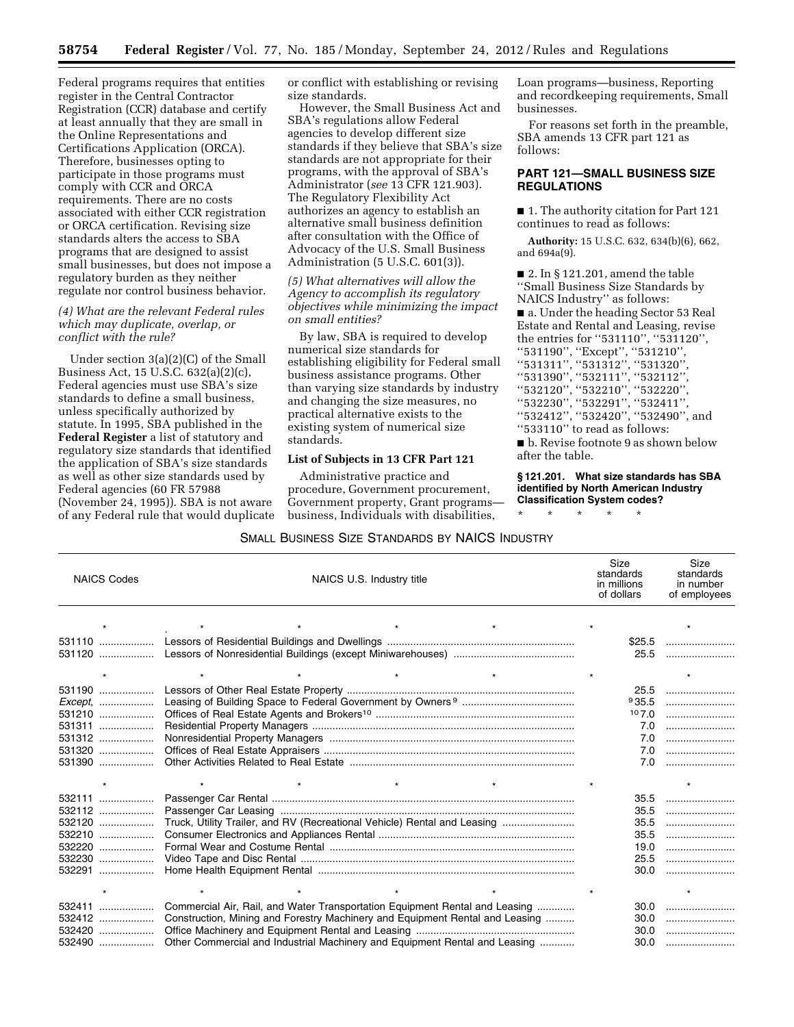Federal programs requires that entities register in the Central Contractor Registration (CCR) database and certify at least annually that they are small in the Online Representations and Certifications Application (ORCA). Therefore, businesses opting to participate in those programs must comply with CCR and ORCA requirements. There are no costs associated with either CCR registration or ORCA certification. Revising size standards alters the access to SBA programs that are designed to assist small businesses, but does not impose a regulatory burden as they neither regulate nor control business behavior.

*(4) What are the relevant Federal rules which may duplicate, overlap, or conflict with the rule?*

Under section 3(a)(2)(C) of the Small Business Act, 15 U.S.C. 632(a)(2)(c), Federal agencies must use SBA's size standards to define a small business, unless specifically authorized by statute. In 1995, SBA published in the **Federal Register** a list of statutory and regulatory size standards that identified the application of SBA's size standards as well as other size standards used by Federal agencies (60 FR 57988 (November 24, 1995)). SBA is not aware of any Federal rule that would duplicate or conflict with establishing or revising size standards.

However, the Small Business Act and SBA's regulations allow Federal agencies to develop different size standards if they believe that SBA's size standards are not appropriate for their programs, with the approval of SBA's Administrator (*see* 13 CFR 121.903). The Regulatory Flexibility Act authorizes an agency to establish an alternative small business definition after consultation with the Office of Advocacy of the U.S. Small Business Administration (5 U.S.C. 601(3)).

*(5) What alternatives will allow the Agency to accomplish its regulatory objectives while minimizing the impact on small entities?*

By law, SBA is required to develop numerical size standards for establishing eligibility for Federal small business assistance programs. Other than varying size standards by industry and changing the size measures, no practical alternative exists to the existing system of numerical size standards.

**List of Subjects in 13 CFR Part 121**

Administrative practice and procedure, Government procurement, Government property, Grant programs—business, Individuals with disabilities, Loan programs—business, Reporting and recordkeeping requirements, Small businesses.

For reasons set forth in the preamble, SBA amends 13 CFR part 121 as follows:

## PART 121—SMALL BUSINESS SIZE REGULATIONS

■ 1. The authority citation for Part 121 continues to read as follows:

**Authority:** 15 U.S.C. 632, 634(b)(6), 662, and 694a(9).

■ 2. In § 121.201, amend the table ''Small Business Size Standards by NAICS Industry'' as follows:

■ a. Under the heading Sector 53 Real Estate and Rental and Leasing, revise the entries for ''531110'', ''531120'', ''531190'', ''Except'', ''531210'', ''531311'', ''531312'', ''531320'', ''531390'', ''532111'', ''532112'', ''532120'', ''532210'', ''532220'', ''532230'', ''532291'', ''532411'', ''532412'', ''532420'', ''532490'', and ''533110'' to read as follows:

■ b. Revise footnote 9 as shown below after the table.

**§ 121.201. What size standards has SBA identified by North American Industry Classification System codes?**

\* \* \* \* \*

SMALL BUSINESS SIZE STANDARDS BY NAICS INDUSTRY

| NAICS Codes | NAICS U.S. Industry title | Size standards in millions of dollars | Size standards in number of employees |
|---|---|---|---|
| * | * * * * * | * | * |
| 531110 | Lessors of Residential Buildings and Dwellings | $25.5 | |
| 531120 | Lessors of Nonresidential Buildings (except Miniwarehouses) | 25.5 | |
| * | * * * * * | * | * |
| 531190 | Lessors of Other Real Estate Property | 25.5 | |
| *Except*, | Leasing of Building Space to Federal Government by Owners [9] | [9] 35.5 | |
| 531210 | Offices of Real Estate Agents and Brokers [10] | [10] 7.0 | |
| 531311 | Residential Property Managers | 7.0 | |
| 531312 | Nonresidential Property Managers | 7.0 | |
| 531320 | Offices of Real Estate Appraisers | 7.0 | |
| 531390 | Other Activities Related to Real Estate | 7.0 | |
| * | * * * * * | * | * |
| 532111 | Passenger Car Rental | 35.5 | |
| 532112 | Passenger Car Leasing | 35.5 | |
| 532120 | Truck, Utility Trailer, and RV (Recreational Vehicle) Rental and Leasing | 35.5 | |
| 532210 | Consumer Electronics and Appliances Rental | 35.5 | |
| 532220 | Formal Wear and Costume Rental | 19.0 | |
| 532230 | Video Tape and Disc Rental | 25.5 | |
| 532291 | Home Health Equipment Rental | 30.0 | |
| * | * * * * * | * | * |
| 532411 | Commercial Air, Rail, and Water Transportation Equipment Rental and Leasing | 30.0 | |
| 532412 | Construction, Mining and Forestry Machinery and Equipment Rental and Leasing | 30.0 | |
| 532420 | Office Machinery and Equipment Rental and Leasing | 30.0 | |
| 532490 | Other Commercial and Industrial Machinery and Equipment Rental and Leasing | 30.0 | |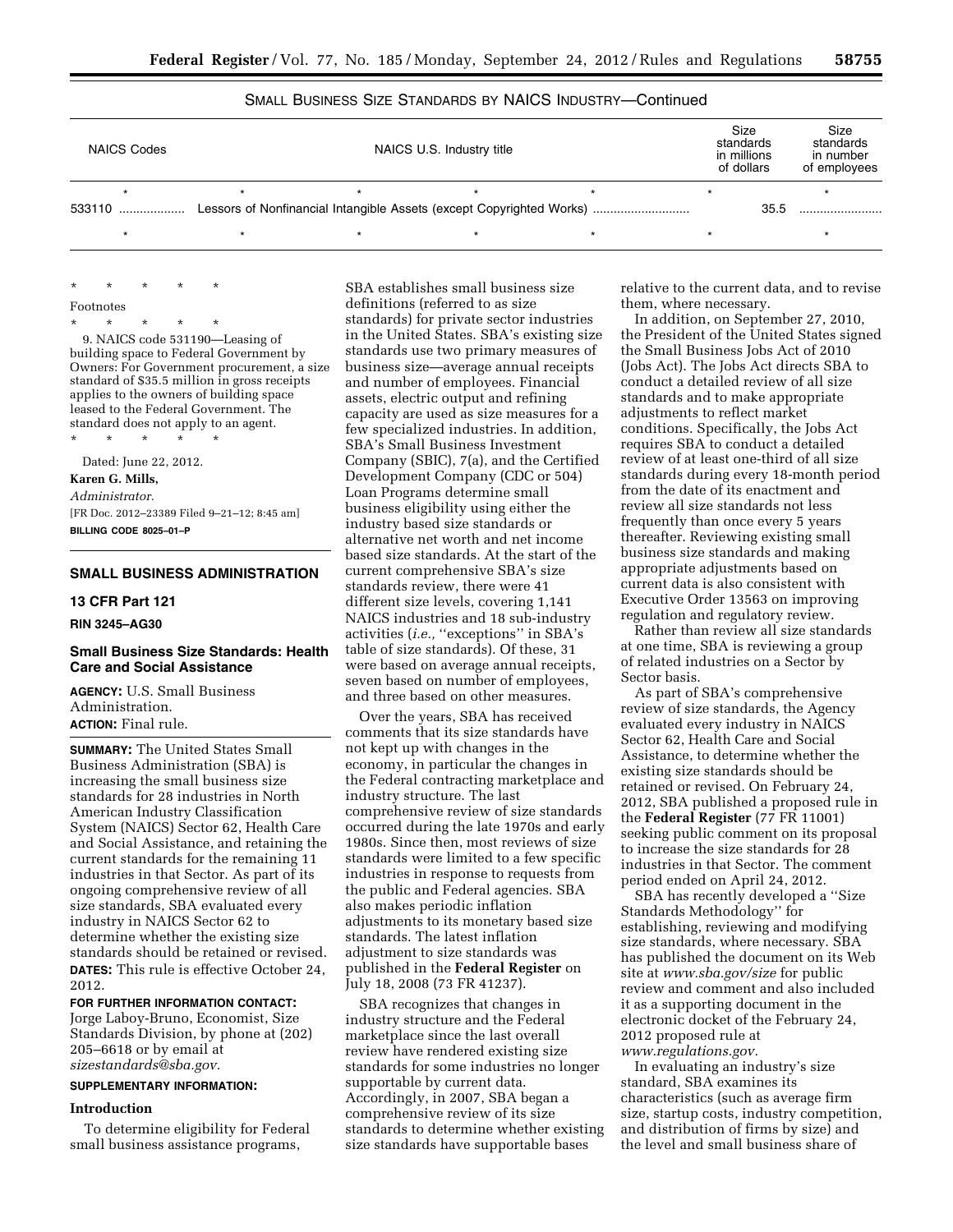SMALL BUSINESS SIZE STANDARDS BY NAICS INDUSTRY—Continued

| NAICS Codes | NAICS U.S. Industry title | Size standards in millions of dollars | Size standards in number of employees |
|---|---|---|---|
| * | * * * * | * | * |
| 533110 .................. | Lessors of Nonfinancial Intangible Assets (except Copyrighted Works) ........................... | 35.5 | ........................ |
| * | * * * * | * | * |

\* \* \* \* \*

Footnotes

\* \* \* \* \*

9. NAICS code 531190—Leasing of building space to Federal Government by Owners: For Government procurement, a size standard of $35.5 million in gross receipts applies to the owners of building space leased to the Federal Government. The standard does not apply to an agent.

\* \* \* \* \*

Dated: June 22, 2012.

**Karen G. Mills,**

*Administrator.*

[FR Doc. 2012–23389 Filed 9–21–12; 8:45 am]

**BILLING CODE 8025–01–P**

## SMALL BUSINESS ADMINISTRATION

### 13 CFR Part 121

**RIN 3245–AG30**

### Small Business Size Standards: Health Care and Social Assistance

**AGENCY:** U.S. Small Business Administration.

**ACTION:** Final rule.

**SUMMARY:** The United States Small Business Administration (SBA) is increasing the small business size standards for 28 industries in North American Industry Classification System (NAICS) Sector 62, Health Care and Social Assistance, and retaining the current standards for the remaining 11 industries in that Sector. As part of its ongoing comprehensive review of all size standards, SBA evaluated every industry in NAICS Sector 62 to determine whether the existing size standards should be retained or revised.

**DATES:** This rule is effective October 24, 2012.

**FOR FURTHER INFORMATION CONTACT:** Jorge Laboy-Bruno, Economist, Size Standards Division, by phone at (202) 205–6618 or by email at *sizestandards@sba.gov.*

**SUPPLEMENTARY INFORMATION:**

**Introduction**

To determine eligibility for Federal small business assistance programs, SBA establishes small business size definitions (referred to as size standards) for private sector industries in the United States. SBA's existing size standards use two primary measures of business size—average annual receipts and number of employees. Financial assets, electric output and refining capacity are used as size measures for a few specialized industries. In addition, SBA's Small Business Investment Company (SBIC), 7(a), and the Certified Development Company (CDC or 504) Loan Programs determine small business eligibility using either the industry based size standards or alternative net worth and net income based size standards. At the start of the current comprehensive SBA's size standards review, there were 41 different size levels, covering 1,141 NAICS industries and 18 sub-industry activities (*i.e.,* ''exceptions'' in SBA's table of size standards). Of these, 31 were based on average annual receipts, seven based on number of employees, and three based on other measures.

Over the years, SBA has received comments that its size standards have not kept up with changes in the economy, in particular the changes in the Federal contracting marketplace and industry structure. The last comprehensive review of size standards occurred during the late 1970s and early 1980s. Since then, most reviews of size standards were limited to a few specific industries in response to requests from the public and Federal agencies. SBA also makes periodic inflation adjustments to its monetary based size standards. The latest inflation adjustment to size standards was published in the **Federal Register** on July 18, 2008 (73 FR 41237).

SBA recognizes that changes in industry structure and the Federal marketplace since the last overall review have rendered existing size standards for some industries no longer supportable by current data. Accordingly, in 2007, SBA began a comprehensive review of its size standards to determine whether existing size standards have supportable bases relative to the current data, and to revise them, where necessary.

In addition, on September 27, 2010, the President of the United States signed the Small Business Jobs Act of 2010 (Jobs Act). The Jobs Act directs SBA to conduct a detailed review of all size standards and to make appropriate adjustments to reflect market conditions. Specifically, the Jobs Act requires SBA to conduct a detailed review of at least one-third of all size standards during every 18-month period from the date of its enactment and review all size standards not less frequently than once every 5 years thereafter. Reviewing existing small business size standards and making appropriate adjustments based on current data is also consistent with Executive Order 13563 on improving regulation and regulatory review.

Rather than review all size standards at one time, SBA is reviewing a group of related industries on a Sector by Sector basis.

As part of SBA's comprehensive review of size standards, the Agency evaluated every industry in NAICS Sector 62, Health Care and Social Assistance, to determine whether the existing size standards should be retained or revised. On February 24, 2012, SBA published a proposed rule in the **Federal Register** (77 FR 11001) seeking public comment on its proposal to increase the size standards for 28 industries in that Sector. The comment period ended on April 24, 2012.

SBA has recently developed a ''Size Standards Methodology'' for establishing, reviewing and modifying size standards, where necessary. SBA has published the document on its Web site at *www.sba.gov/size* for public review and comment and also included it as a supporting document in the electronic docket of the February 24, 2012 proposed rule at *www.regulations.gov.*

In evaluating an industry's size standard, SBA examines its characteristics (such as average firm size, startup costs, industry competition, and distribution of firms by size) and the level and small business share of